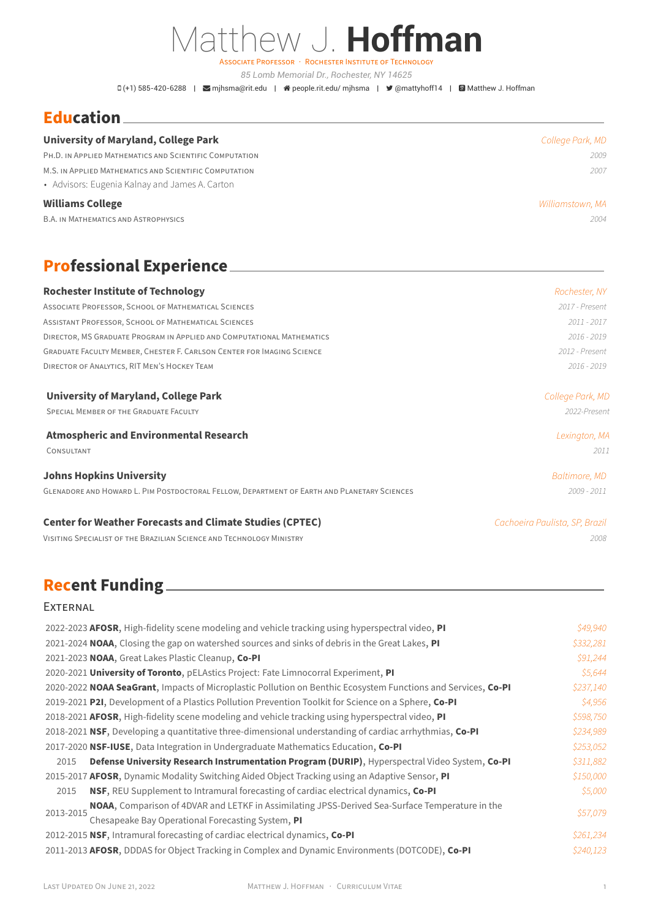# Matthew J. **Hoffman**

Associate Professor · Rochester Institute of Technology

*85 Lomb Memorial Dr., Rochester, NY 14625*

(+1) 585-420-6288 | mjhsma@rit.edu | people.rit.edu/ mjhsma | @mattyhoff14 | Matthew J. Hoffman

## Education

**University of Maryland, College Park** — *College Park, MD*

- Ph.D. in Applied Mathematics and Scientific Computation — *2009*
- M.S. in Applied Mathematics and Scientific Computation — *2007*
  - Advisors: Eugenia Kalnay and James A. Carton

**Williams College** — *Williamstown, MA*

- B.A. in Mathematics and Astrophysics — *2004*

## Professional Experience

**Rochester Institute of Technology** — *Rochester, NY*

- Associate Professor, School of Mathematical Sciences — *2017 - Present*
- Assistant Professor, School of Mathematical Sciences — *2011 - 2017*
- Director, MS Graduate Program in Applied and Computational Mathematics — *2016 - 2019*
- Graduate Faculty Member, Chester F. Carlson Center for Imaging Science — *2012 - Present*
- Director of Analytics, RIT Men's Hockey Team — *2016 - 2019*

**University of Maryland, College Park** — *College Park, MD*

- Special Member of the Graduate Faculty — *2022-Present*

**Atmospheric and Environmental Research** — *Lexington, MA*

- Consultant — *2011*

**Johns Hopkins University** — *Baltimore, MD*

- Glenadore and Howard L. Pim Postdoctoral Fellow, Department of Earth and Planetary Sciences — *2009 - 2011*

**Center for Weather Forecasts and Climate Studies (CPTEC)** — *Cachoeira Paulista, SP, Brazil*

- Visiting Specialist of the Brazilian Science and Technology Ministry — *2008*

## Recent Funding

### External

| Years | Grant | Amount |
|---|---|---|
| 2022-2023 | **AFOSR**, High-fidelity scene modeling and vehicle tracking using hyperspectral video, **PI** | *$49,940* |
| 2021-2024 | **NOAA**, Closing the gap on watershed sources and sinks of debris in the Great Lakes, **PI** | *$332,281* |
| 2021-2023 | **NOAA**, Great Lakes Plastic Cleanup, **Co-PI** | *$91,244* |
| 2020-2021 | **University of Toronto**, pELAstics Project: Fate Limnocorral Experiment, **PI** | *$5,644* |
| 2020-2022 | **NOAA SeaGrant**, Impacts of Microplastic Pollution on Benthic Ecosystem Functions and Services, **Co-PI** | *$237,140* |
| 2019-2021 | **P2I**, Development of a Plastics Pollution Prevention Toolkit for Science on a Sphere, **Co-PI** | *$4,956* |
| 2018-2021 | **AFOSR**, High-fidelity scene modeling and vehicle tracking using hyperspectral video, **PI** | *$598,750* |
| 2018-2021 | **NSF**, Developing a quantitative three-dimensional understanding of cardiac arrhythmias, **Co-PI** | *$234,989* |
| 2017-2020 | **NSF-IUSE**, Data Integration in Undergraduate Mathematics Education, **Co-PI** | *$253,052* |
| 2015 | **Defense University Research Instrumentation Program (DURIP)**, Hyperspectral Video System, **Co-PI** | *$311,882* |
| 2015-2017 | **AFOSR**, Dynamic Modality Switching Aided Object Tracking using an Adaptive Sensor, **PI** | *$150,000* |
| 2015 | **NSF**, REU Supplement to Intramural forecasting of cardiac electrical dynamics, **Co-PI** | *$5,000* |
| 2013-2015 | **NOAA**, Comparison of 4DVAR and LETKF in Assimilating JPSS-Derived Sea-Surface Temperature in the Chesapeake Bay Operational Forecasting System, **PI** | *$57,079* |
| 2012-2015 | **NSF**, Intramural forecasting of cardiac electrical dynamics, **Co-PI** | *$261,234* |
| 2011-2013 | **AFOSR**, DDDAS for Object Tracking in Complex and Dynamic Environments (DOTCODE), **Co-PI** | *$240,123* |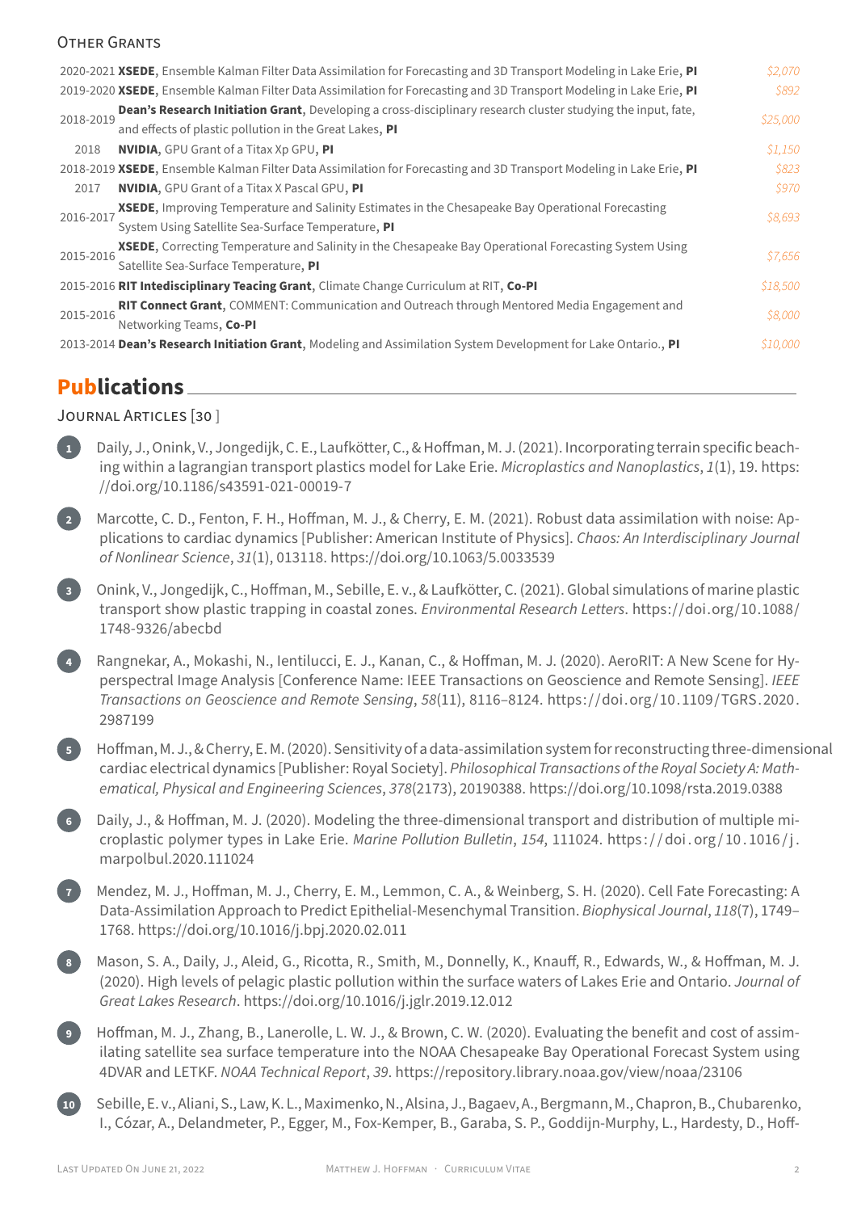### Other Grants

| | | |
|---|---|---|
| 2020-2021 | **XSEDE**, Ensemble Kalman Filter Data Assimilation for Forecasting and 3D Transport Modeling in Lake Erie, **PI** | *$2,070* |
| 2019-2020 | **XSEDE**, Ensemble Kalman Filter Data Assimilation for Forecasting and 3D Transport Modeling in Lake Erie, **PI** | *$892* |
| 2018-2019 | **Dean's Research Initiation Grant**, Developing a cross-disciplinary research cluster studying the input, fate, and effects of plastic pollution in the Great Lakes, **PI** | *$25,000* |
| 2018 | **NVIDIA**, GPU Grant of a Titax Xp GPU, **PI** | *$1,150* |
| 2018-2019 | **XSEDE**, Ensemble Kalman Filter Data Assimilation for Forecasting and 3D Transport Modeling in Lake Erie, **PI** | *$823* |
| 2017 | **NVIDIA**, GPU Grant of a Titax X Pascal GPU, **PI** | *$970* |
| 2016-2017 | **XSEDE**, Improving Temperature and Salinity Estimates in the Chesapeake Bay Operational Forecasting System Using Satellite Sea-Surface Temperature, **PI** | *$8,693* |
| 2015-2016 | **XSEDE**, Correcting Temperature and Salinity in the Chesapeake Bay Operational Forecasting System Using Satellite Sea-Surface Temperature, **PI** | *$7,656* |
| 2015-2016 | **RIT Intedisciplinary Teacing Grant**, Climate Change Curriculum at RIT, **Co-PI** | *$18,500* |
| 2015-2016 | **RIT Connect Grant**, COMMENT: Communication and Outreach through Mentored Media Engagement and Networking Teams, **Co-PI** | *$8,000* |
| 2013-2014 | **Dean's Research Initiation Grant**, Modeling and Assimilation System Development for Lake Ontario., **PI** | *$10,000* |

## Publications

### Journal Articles [30 ]

1. Daily, J., Onink, V., Jongedijk, C. E., Laufkötter, C., & Hoffman, M. J. (2021). Incorporating terrain specific beaching within a lagrangian transport plastics model for Lake Erie. *Microplastics and Nanoplastics*, *1*(1), 19. https://doi.org/10.1186/s43591-021-00019-7

2. Marcotte, C. D., Fenton, F. H., Hoffman, M. J., & Cherry, E. M. (2021). Robust data assimilation with noise: Applications to cardiac dynamics [Publisher: American Institute of Physics]. *Chaos: An Interdisciplinary Journal of Nonlinear Science*, *31*(1), 013118. https://doi.org/10.1063/5.0033539

3. Onink, V., Jongedijk, C., Hoffman, M., Sebille, E. v., & Laufkötter, C. (2021). Global simulations of marine plastic transport show plastic trapping in coastal zones. *Environmental Research Letters*. https://doi.org/10.1088/1748-9326/abecbd

4. Rangnekar, A., Mokashi, N., Ientilucci, E. J., Kanan, C., & Hoffman, M. J. (2020). AeroRIT: A New Scene for Hyperspectral Image Analysis [Conference Name: IEEE Transactions on Geoscience and Remote Sensing]. *IEEE Transactions on Geoscience and Remote Sensing*, *58*(11), 8116–8124. https://doi.org/10.1109/TGRS.2020.2987199

5. Hoffman, M. J., & Cherry, E. M. (2020). Sensitivity of a data-assimilation system for reconstructing three-dimensional cardiac electrical dynamics [Publisher: Royal Society]. *Philosophical Transactions of the Royal Society A: Mathematical, Physical and Engineering Sciences*, *378*(2173), 20190388. https://doi.org/10.1098/rsta.2019.0388

6. Daily, J., & Hoffman, M. J. (2020). Modeling the three-dimensional transport and distribution of multiple microplastic polymer types in Lake Erie. *Marine Pollution Bulletin*, *154*, 111024. https://doi.org/10.1016/j.marpolbul.2020.111024

7. Mendez, M. J., Hoffman, M. J., Cherry, E. M., Lemmon, C. A., & Weinberg, S. H. (2020). Cell Fate Forecasting: A Data-Assimilation Approach to Predict Epithelial-Mesenchymal Transition. *Biophysical Journal*, *118*(7), 1749–1768. https://doi.org/10.1016/j.bpj.2020.02.011

8. Mason, S. A., Daily, J., Aleid, G., Ricotta, R., Smith, M., Donnelly, K., Knauff, R., Edwards, W., & Hoffman, M. J. (2020). High levels of pelagic plastic pollution within the surface waters of Lakes Erie and Ontario. *Journal of Great Lakes Research*. https://doi.org/10.1016/j.jglr.2019.12.012

9. Hoffman, M. J., Zhang, B., Lanerolle, L. W. J., & Brown, C. W. (2020). Evaluating the benefit and cost of assimilating satellite sea surface temperature into the NOAA Chesapeake Bay Operational Forecast System using 4DVAR and LETKF. *NOAA Technical Report*, *39*. https://repository.library.noaa.gov/view/noaa/23106

10. Sebille, E. v., Aliani, S., Law, K. L., Maximenko, N., Alsina, J., Bagaev, A., Bergmann, M., Chapron, B., Chubarenko, I., Cózar, A., Delandmeter, P., Egger, M., Fox-Kemper, B., Garaba, S. P., Goddijn-Murphy, L., Hardesty, D., Hoff-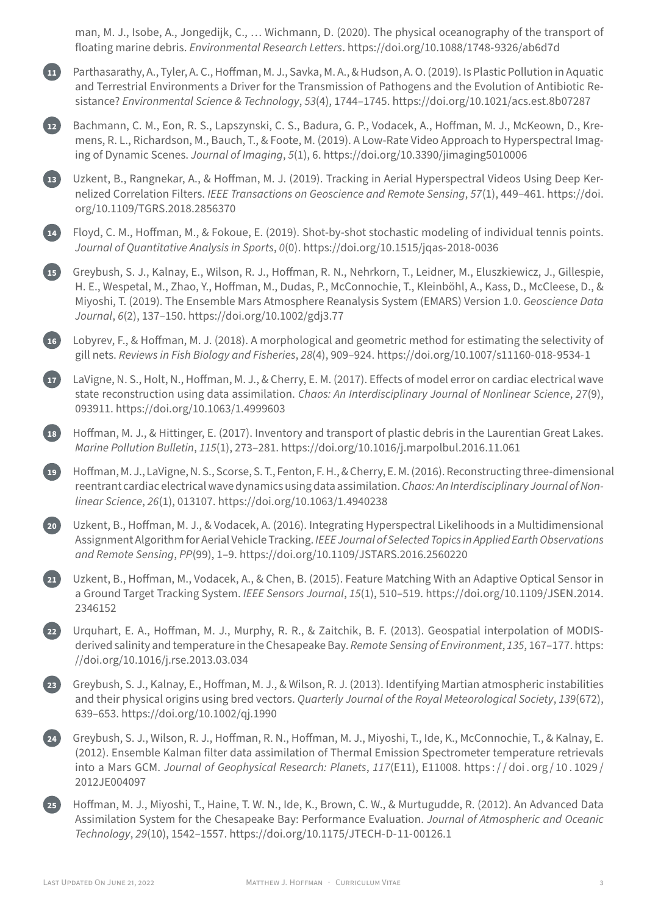man, M. J., Isobe, A., Jongedijk, C., … Wichmann, D. (2020). The physical oceanography of the transport of floating marine debris. *Environmental Research Letters*. https://doi.org/10.1088/1748-9326/ab6d7d

11. Parthasarathy, A., Tyler, A. C., Hoffman, M. J., Savka, M. A., & Hudson, A. O. (2019). Is Plastic Pollution in Aquatic and Terrestrial Environments a Driver for the Transmission of Pathogens and the Evolution of Antibiotic Resistance? *Environmental Science & Technology*, *53*(4), 1744–1745. https://doi.org/10.1021/acs.est.8b07287

12. Bachmann, C. M., Eon, R. S., Lapszynski, C. S., Badura, G. P., Vodacek, A., Hoffman, M. J., McKeown, D., Kremens, R. L., Richardson, M., Bauch, T., & Foote, M. (2019). A Low-Rate Video Approach to Hyperspectral Imaging of Dynamic Scenes. *Journal of Imaging*, *5*(1), 6. https://doi.org/10.3390/jimaging5010006

13. Uzkent, B., Rangnekar, A., & Hoffman, M. J. (2019). Tracking in Aerial Hyperspectral Videos Using Deep Kernelized Correlation Filters. *IEEE Transactions on Geoscience and Remote Sensing*, *57*(1), 449–461. https://doi.org/10.1109/TGRS.2018.2856370

14. Floyd, C. M., Hoffman, M., & Fokoue, E. (2019). Shot-by-shot stochastic modeling of individual tennis points. *Journal of Quantitative Analysis in Sports*, *0*(0). https://doi.org/10.1515/jqas-2018-0036

15. Greybush, S. J., Kalnay, E., Wilson, R. J., Hoffman, R. N., Nehrkorn, T., Leidner, M., Eluszkiewicz, J., Gillespie, H. E., Wespetal, M., Zhao, Y., Hoffman, M., Dudas, P., McConnochie, T., Kleinböhl, A., Kass, D., McCleese, D., & Miyoshi, T. (2019). The Ensemble Mars Atmosphere Reanalysis System (EMARS) Version 1.0. *Geoscience Data Journal*, *6*(2), 137–150. https://doi.org/10.1002/gdj3.77

16. Lobyrev, F., & Hoffman, M. J. (2018). A morphological and geometric method for estimating the selectivity of gill nets. *Reviews in Fish Biology and Fisheries*, *28*(4), 909–924. https://doi.org/10.1007/s11160-018-9534-1

17. LaVigne, N. S., Holt, N., Hoffman, M. J., & Cherry, E. M. (2017). Effects of model error on cardiac electrical wave state reconstruction using data assimilation. *Chaos: An Interdisciplinary Journal of Nonlinear Science*, *27*(9), 093911. https://doi.org/10.1063/1.4999603

18. Hoffman, M. J., & Hittinger, E. (2017). Inventory and transport of plastic debris in the Laurentian Great Lakes. *Marine Pollution Bulletin*, *115*(1), 273–281. https://doi.org/10.1016/j.marpolbul.2016.11.061

19. Hoffman, M. J., LaVigne, N. S., Scorse, S. T., Fenton, F. H., & Cherry, E. M. (2016). Reconstructing three-dimensional reentrant cardiac electrical wave dynamics using data assimilation. *Chaos: An Interdisciplinary Journal of Nonlinear Science*, *26*(1), 013107. https://doi.org/10.1063/1.4940238

20. Uzkent, B., Hoffman, M. J., & Vodacek, A. (2016). Integrating Hyperspectral Likelihoods in a Multidimensional Assignment Algorithm for Aerial Vehicle Tracking. *IEEE Journal of Selected Topics in Applied Earth Observations and Remote Sensing*, *PP*(99), 1–9. https://doi.org/10.1109/JSTARS.2016.2560220

21. Uzkent, B., Hoffman, M., Vodacek, A., & Chen, B. (2015). Feature Matching With an Adaptive Optical Sensor in a Ground Target Tracking System. *IEEE Sensors Journal*, *15*(1), 510–519. https://doi.org/10.1109/JSEN.2014.2346152

22. Urquhart, E. A., Hoffman, M. J., Murphy, R. R., & Zaitchik, B. F. (2013). Geospatial interpolation of MODIS-derived salinity and temperature in the Chesapeake Bay. *Remote Sensing of Environment*, *135*, 167–177. https://doi.org/10.1016/j.rse.2013.03.034

23. Greybush, S. J., Kalnay, E., Hoffman, M. J., & Wilson, R. J. (2013). Identifying Martian atmospheric instabilities and their physical origins using bred vectors. *Quarterly Journal of the Royal Meteorological Society*, *139*(672), 639–653. https://doi.org/10.1002/qj.1990

24. Greybush, S. J., Wilson, R. J., Hoffman, R. N., Hoffman, M. J., Miyoshi, T., Ide, K., McConnochie, T., & Kalnay, E. (2012). Ensemble Kalman filter data assimilation of Thermal Emission Spectrometer temperature retrievals into a Mars GCM. *Journal of Geophysical Research: Planets*, *117*(E11), E11008. https://doi.org/10.1029/2012JE004097

25. Hoffman, M. J., Miyoshi, T., Haine, T. W. N., Ide, K., Brown, C. W., & Murtugudde, R. (2012). An Advanced Data Assimilation System for the Chesapeake Bay: Performance Evaluation. *Journal of Atmospheric and Oceanic Technology*, *29*(10), 1542–1557. https://doi.org/10.1175/JTECH-D-11-00126.1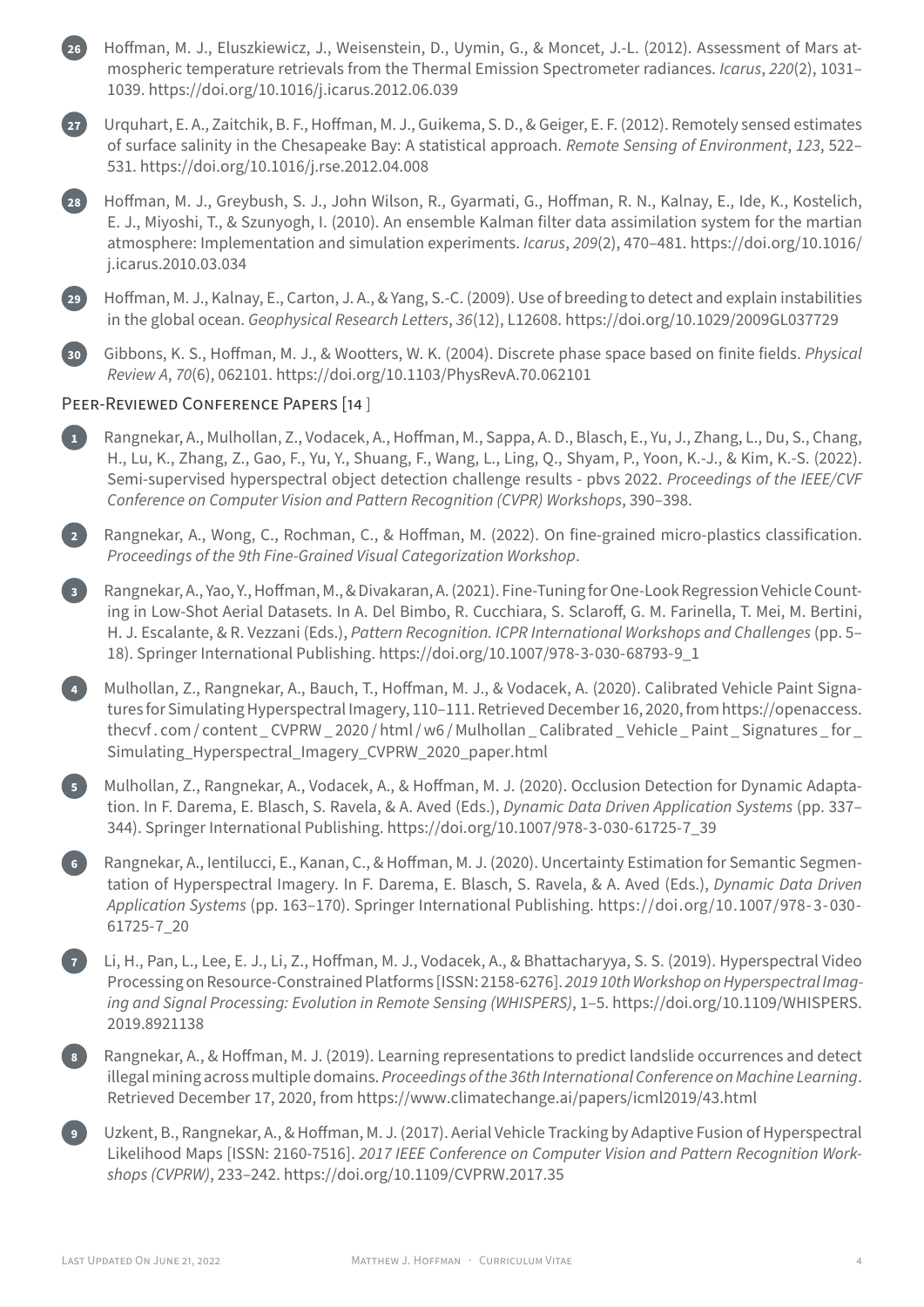26. Hoffman, M. J., Eluszkiewicz, J., Weisenstein, D., Uymin, G., & Moncet, J.-L. (2012). Assessment of Mars atmospheric temperature retrievals from the Thermal Emission Spectrometer radiances. *Icarus*, *220*(2), 1031–1039. https://doi.org/10.1016/j.icarus.2012.06.039

27. Urquhart, E. A., Zaitchik, B. F., Hoffman, M. J., Guikema, S. D., & Geiger, E. F. (2012). Remotely sensed estimates of surface salinity in the Chesapeake Bay: A statistical approach. *Remote Sensing of Environment*, *123*, 522–531. https://doi.org/10.1016/j.rse.2012.04.008

28. Hoffman, M. J., Greybush, S. J., John Wilson, R., Gyarmati, G., Hoffman, R. N., Kalnay, E., Ide, K., Kostelich, E. J., Miyoshi, T., & Szunyogh, I. (2010). An ensemble Kalman filter data assimilation system for the martian atmosphere: Implementation and simulation experiments. *Icarus*, *209*(2), 470–481. https://doi.org/10.1016/j.icarus.2010.03.034

29. Hoffman, M. J., Kalnay, E., Carton, J. A., & Yang, S.-C. (2009). Use of breeding to detect and explain instabilities in the global ocean. *Geophysical Research Letters*, *36*(12), L12608. https://doi.org/10.1029/2009GL037729

30. Gibbons, K. S., Hoffman, M. J., & Wootters, W. K. (2004). Discrete phase space based on finite fields. *Physical Review A*, *70*(6), 062101. https://doi.org/10.1103/PhysRevA.70.062101

## Peer-Reviewed Conference Papers [14]

1. Rangnekar, A., Mulhollan, Z., Vodacek, A., Hoffman, M., Sappa, A. D., Blasch, E., Yu, J., Zhang, L., Du, S., Chang, H., Lu, K., Zhang, Z., Gao, F., Yu, Y., Shuang, F., Wang, L., Ling, Q., Shyam, P., Yoon, K.-J., & Kim, K.-S. (2022). Semi-supervised hyperspectral object detection challenge results - pbvs 2022. *Proceedings of the IEEE/CVF Conference on Computer Vision and Pattern Recognition (CVPR) Workshops*, 390–398.

2. Rangnekar, A., Wong, C., Rochman, C., & Hoffman, M. (2022). On fine-grained micro-plastics classification. *Proceedings of the 9th Fine-Grained Visual Categorization Workshop*.

3. Rangnekar, A., Yao, Y., Hoffman, M., & Divakaran, A. (2021). Fine-Tuning for One-Look Regression Vehicle Counting in Low-Shot Aerial Datasets. In A. Del Bimbo, R. Cucchiara, S. Sclaroff, G. M. Farinella, T. Mei, M. Bertini, H. J. Escalante, & R. Vezzani (Eds.), *Pattern Recognition. ICPR International Workshops and Challenges* (pp. 5–18). Springer International Publishing. https://doi.org/10.1007/978-3-030-68793-9_1

4. Mulhollan, Z., Rangnekar, A., Bauch, T., Hoffman, M. J., & Vodacek, A. (2020). Calibrated Vehicle Paint Signatures for Simulating Hyperspectral Imagery, 110–111. Retrieved December 16, 2020, from https://openaccess.thecvf.com/content_CVPRW_2020/html/w6/Mulhollan_Calibrated_Vehicle_Paint_Signatures_for_Simulating_Hyperspectral_Imagery_CVPRW_2020_paper.html

5. Mulhollan, Z., Rangnekar, A., Vodacek, A., & Hoffman, M. J. (2020). Occlusion Detection for Dynamic Adaptation. In F. Darema, E. Blasch, S. Ravela, & A. Aved (Eds.), *Dynamic Data Driven Application Systems* (pp. 337–344). Springer International Publishing. https://doi.org/10.1007/978-3-030-61725-7_39

6. Rangnekar, A., Ientilucci, E., Kanan, C., & Hoffman, M. J. (2020). Uncertainty Estimation for Semantic Segmentation of Hyperspectral Imagery. In F. Darema, E. Blasch, S. Ravela, & A. Aved (Eds.), *Dynamic Data Driven Application Systems* (pp. 163–170). Springer International Publishing. https://doi.org/10.1007/978-3-030-61725-7_20

7. Li, H., Pan, L., Lee, E. J., Li, Z., Hoffman, M. J., Vodacek, A., & Bhattacharyya, S. S. (2019). Hyperspectral Video Processing on Resource-Constrained Platforms [ISSN: 2158-6276]. *2019 10th Workshop on Hyperspectral Imaging and Signal Processing: Evolution in Remote Sensing (WHISPERS)*, 1–5. https://doi.org/10.1109/WHISPERS.2019.8921138

8. Rangnekar, A., & Hoffman, M. J. (2019). Learning representations to predict landslide occurrences and detect illegal mining across multiple domains. *Proceedings of the 36th International Conference on Machine Learning*. Retrieved December 17, 2020, from https://www.climatechange.ai/papers/icml2019/43.html

9. Uzkent, B., Rangnekar, A., & Hoffman, M. J. (2017). Aerial Vehicle Tracking by Adaptive Fusion of Hyperspectral Likelihood Maps [ISSN: 2160-7516]. *2017 IEEE Conference on Computer Vision and Pattern Recognition Workshops (CVPRW)*, 233–242. https://doi.org/10.1109/CVPRW.2017.35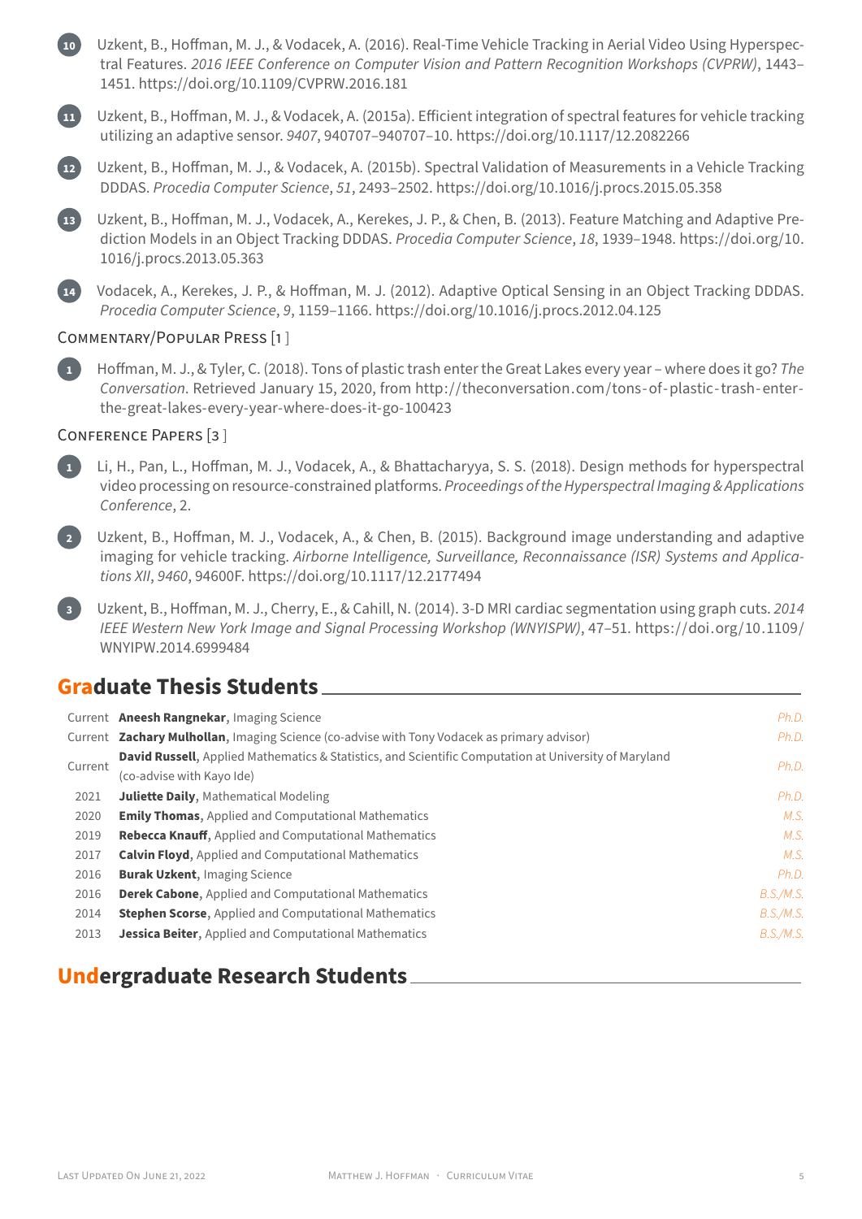10. Uzkent, B., Hoffman, M. J., & Vodacek, A. (2016). Real-Time Vehicle Tracking in Aerial Video Using Hyperspectral Features. *2016 IEEE Conference on Computer Vision and Pattern Recognition Workshops (CVPRW)*, 1443–1451. https://doi.org/10.1109/CVPRW.2016.181

11. Uzkent, B., Hoffman, M. J., & Vodacek, A. (2015a). Efficient integration of spectral features for vehicle tracking utilizing an adaptive sensor. *9407*, 940707–940707–10. https://doi.org/10.1117/12.2082266

12. Uzkent, B., Hoffman, M. J., & Vodacek, A. (2015b). Spectral Validation of Measurements in a Vehicle Tracking DDDAS. *Procedia Computer Science*, *51*, 2493–2502. https://doi.org/10.1016/j.procs.2015.05.358

13. Uzkent, B., Hoffman, M. J., Vodacek, A., Kerekes, J. P., & Chen, B. (2013). Feature Matching and Adaptive Prediction Models in an Object Tracking DDDAS. *Procedia Computer Science*, *18*, 1939–1948. https://doi.org/10.1016/j.procs.2013.05.363

14. Vodacek, A., Kerekes, J. P., & Hoffman, M. J. (2012). Adaptive Optical Sensing in an Object Tracking DDDAS. *Procedia Computer Science*, *9*, 1159–1166. https://doi.org/10.1016/j.procs.2012.04.125

### Commentary/Popular Press [1]

1. Hoffman, M. J., & Tyler, C. (2018). Tons of plastic trash enter the Great Lakes every year – where does it go? *The Conversation*. Retrieved January 15, 2020, from http://theconversation.com/tons-of-plastic-trash-enter-the-great-lakes-every-year-where-does-it-go-100423

### Conference Papers [3]

1. Li, H., Pan, L., Hoffman, M. J., Vodacek, A., & Bhattacharyya, S. S. (2018). Design methods for hyperspectral video processing on resource-constrained platforms. *Proceedings of the Hyperspectral Imaging & Applications Conference*, 2.

2. Uzkent, B., Hoffman, M. J., Vodacek, A., & Chen, B. (2015). Background image understanding and adaptive imaging for vehicle tracking. *Airborne Intelligence, Surveillance, Reconnaissance (ISR) Systems and Applications XII*, *9460*, 94600F. https://doi.org/10.1117/12.2177494

3. Uzkent, B., Hoffman, M. J., Cherry, E., & Cahill, N. (2014). 3-D MRI cardiac segmentation using graph cuts. *2014 IEEE Western New York Image and Signal Processing Workshop (WNYISPW)*, 47–51. https://doi.org/10.1109/WNYIPW.2014.6999484

## Graduate Thesis Students

| Year | Student | Degree |
|---|---|---|
| Current | **Aneesh Rangnekar**, Imaging Science | *Ph.D.* |
| Current | **Zachary Mulhollan**, Imaging Science (co-advise with Tony Vodacek as primary advisor) | *Ph.D.* |
| Current | **David Russell**, Applied Mathematics & Statistics, and Scientific Computation at University of Maryland (co-advise with Kayo Ide) | *Ph.D.* |
| 2021 | **Juliette Daily**, Mathematical Modeling | *Ph.D.* |
| 2020 | **Emily Thomas**, Applied and Computational Mathematics | *M.S.* |
| 2019 | **Rebecca Knauff**, Applied and Computational Mathematics | *M.S.* |
| 2017 | **Calvin Floyd**, Applied and Computational Mathematics | *M.S.* |
| 2016 | **Burak Uzkent**, Imaging Science | *Ph.D.* |
| 2016 | **Derek Cabone**, Applied and Computational Mathematics | *B.S./M.S.* |
| 2014 | **Stephen Scorse**, Applied and Computational Mathematics | *B.S./M.S.* |
| 2013 | **Jessica Beiter**, Applied and Computational Mathematics | *B.S./M.S.* |

## Undergraduate Research Students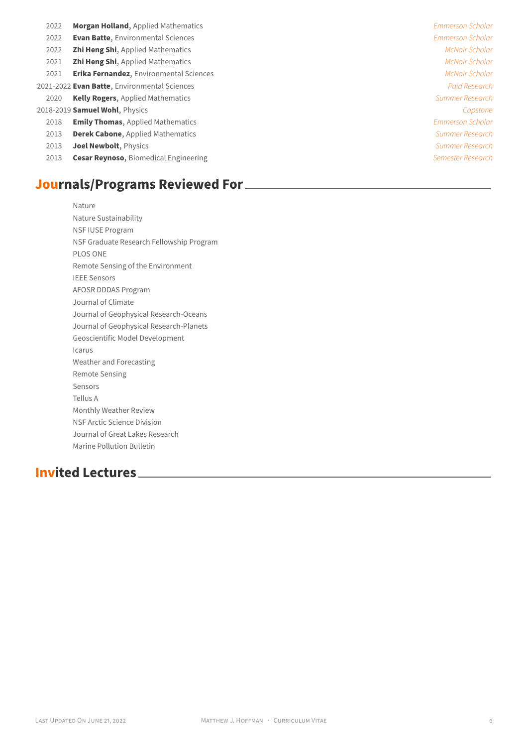| | | |
|---|---|---|
| 2022 | **Morgan Holland**, Applied Mathematics | *Emmerson Scholar* |
| 2022 | **Evan Batte**, Environmental Sciences | *Emmerson Scholar* |
| 2022 | **Zhi Heng Shi**, Applied Mathematics | *McNair Scholar* |
| 2021 | **Zhi Heng Shi**, Applied Mathematics | *McNair Scholar* |
| 2021 | **Erika Fernandez**, Environmental Sciences | *McNair Scholar* |
| 2021-2022 | **Evan Batte**, Environmental Sciences | *Paid Research* |
| 2020 | **Kelly Rogers**, Applied Mathematics | *Summer Research* |
| 2018-2019 | **Samuel Wohl**, Physics | *Capstone* |
| 2018 | **Emily Thomas**, Applied Mathematics | *Emmerson Scholar* |
| 2013 | **Derek Cabone**, Applied Mathematics | *Summer Research* |
| 2013 | **Joel Newbolt**, Physics | *Summer Research* |
| 2013 | **Cesar Reynoso**, Biomedical Engineering | *Semester Research* |

## Journals/Programs Reviewed For

Nature
Nature Sustainability
NSF IUSE Program
NSF Graduate Research Fellowship Program
PLOS ONE
Remote Sensing of the Environment
IEEE Sensors
AFOSR DDDAS Program
Journal of Climate
Journal of Geophysical Research-Oceans
Journal of Geophysical Research-Planets
Geoscientific Model Development
Icarus
Weather and Forecasting
Remote Sensing
Sensors
Tellus A
Monthly Weather Review
NSF Arctic Science Division
Journal of Great Lakes Research
Marine Pollution Bulletin

## Invited Lectures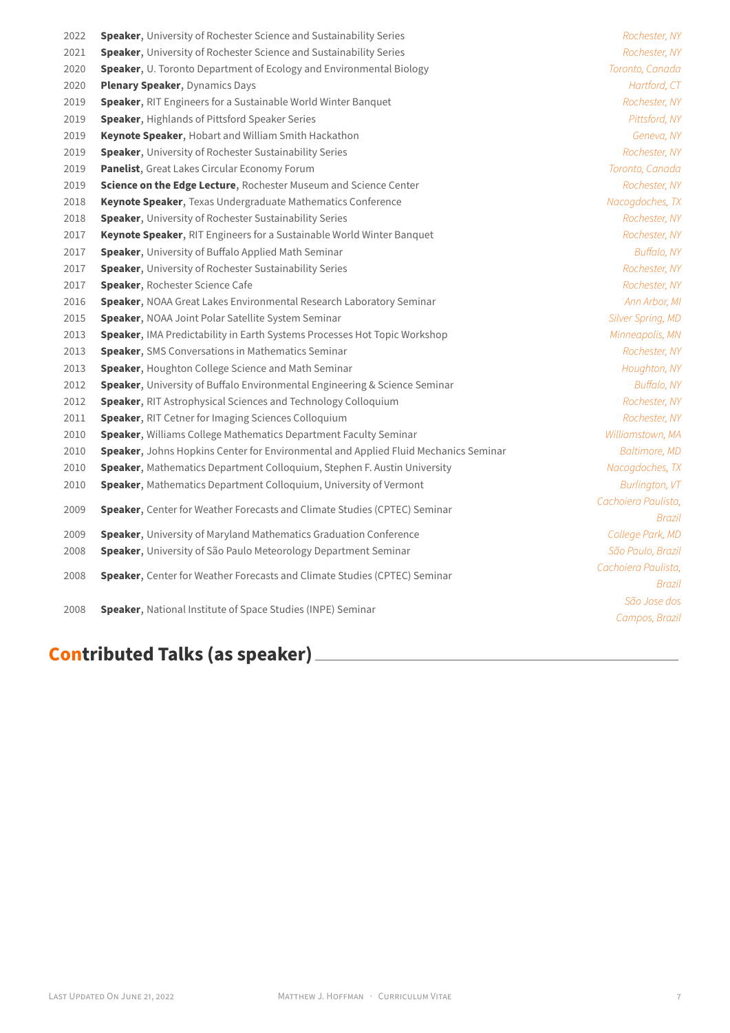| | | |
|---|---|---|
| 2022 | **Speaker**, University of Rochester Science and Sustainability Series | *Rochester, NY* |
| 2021 | **Speaker**, University of Rochester Science and Sustainability Series | *Rochester, NY* |
| 2020 | **Speaker**, U. Toronto Department of Ecology and Environmental Biology | *Toronto, Canada* |
| 2020 | **Plenary Speaker**, Dynamics Days | *Hartford, CT* |
| 2019 | **Speaker**, RIT Engineers for a Sustainable World Winter Banquet | *Rochester, NY* |
| 2019 | **Speaker**, Highlands of Pittsford Speaker Series | *Pittsford, NY* |
| 2019 | **Keynote Speaker**, Hobart and William Smith Hackathon | *Geneva, NY* |
| 2019 | **Speaker**, University of Rochester Sustainability Series | *Rochester, NY* |
| 2019 | **Panelist**, Great Lakes Circular Economy Forum | *Toronto, Canada* |
| 2019 | **Science on the Edge Lecture**, Rochester Museum and Science Center | *Rochester, NY* |
| 2018 | **Keynote Speaker**, Texas Undergraduate Mathematics Conference | *Nacogdoches, TX* |
| 2018 | **Speaker**, University of Rochester Sustainability Series | *Rochester, NY* |
| 2017 | **Keynote Speaker**, RIT Engineers for a Sustainable World Winter Banquet | *Rochester, NY* |
| 2017 | **Speaker**, University of Buffalo Applied Math Seminar | *Buffalo, NY* |
| 2017 | **Speaker**, University of Rochester Sustainability Series | *Rochester, NY* |
| 2017 | **Speaker**, Rochester Science Cafe | *Rochester, NY* |
| 2016 | **Speaker**, NOAA Great Lakes Environmental Research Laboratory Seminar | *Ann Arbor, MI* |
| 2015 | **Speaker**, NOAA Joint Polar Satellite System Seminar | *Silver Spring, MD* |
| 2013 | **Speaker**, IMA Predictability in Earth Systems Processes Hot Topic Workshop | *Minneapolis, MN* |
| 2013 | **Speaker**, SMS Conversations in Mathematics Seminar | *Rochester, NY* |
| 2013 | **Speaker**, Houghton College Science and Math Seminar | *Houghton, NY* |
| 2012 | **Speaker**, University of Buffalo Environmental Engineering & Science Seminar | *Buffalo, NY* |
| 2012 | **Speaker**, RIT Astrophysical Sciences and Technology Colloquium | *Rochester, NY* |
| 2011 | **Speaker**, RIT Cetner for Imaging Sciences Colloquium | *Rochester, NY* |
| 2010 | **Speaker**, Williams College Mathematics Department Faculty Seminar | *Williamstown, MA* |
| 2010 | **Speaker**, Johns Hopkins Center for Environmental and Applied Fluid Mechanics Seminar | *Baltimore, MD* |
| 2010 | **Speaker**, Mathematics Department Colloquium, Stephen F. Austin University | *Nacogdoches, TX* |
| 2010 | **Speaker**, Mathematics Department Colloquium, University of Vermont | *Burlington, VT* |
| 2009 | **Speaker**, Center for Weather Forecasts and Climate Studies (CPTEC) Seminar | *Cachoiera Paulista, Brazil* |
| 2009 | **Speaker**, University of Maryland Mathematics Graduation Conference | *College Park, MD* |
| 2008 | **Speaker**, University of São Paulo Meteorology Department Seminar | *São Paulo, Brazil* |
| 2008 | **Speaker**, Center for Weather Forecasts and Climate Studies (CPTEC) Seminar | *Cachoiera Paulista, Brazil* |
| 2008 | **Speaker**, National Institute of Space Studies (INPE) Seminar | *São Jose dos Campos, Brazil* |

## Contributed Talks (as speaker)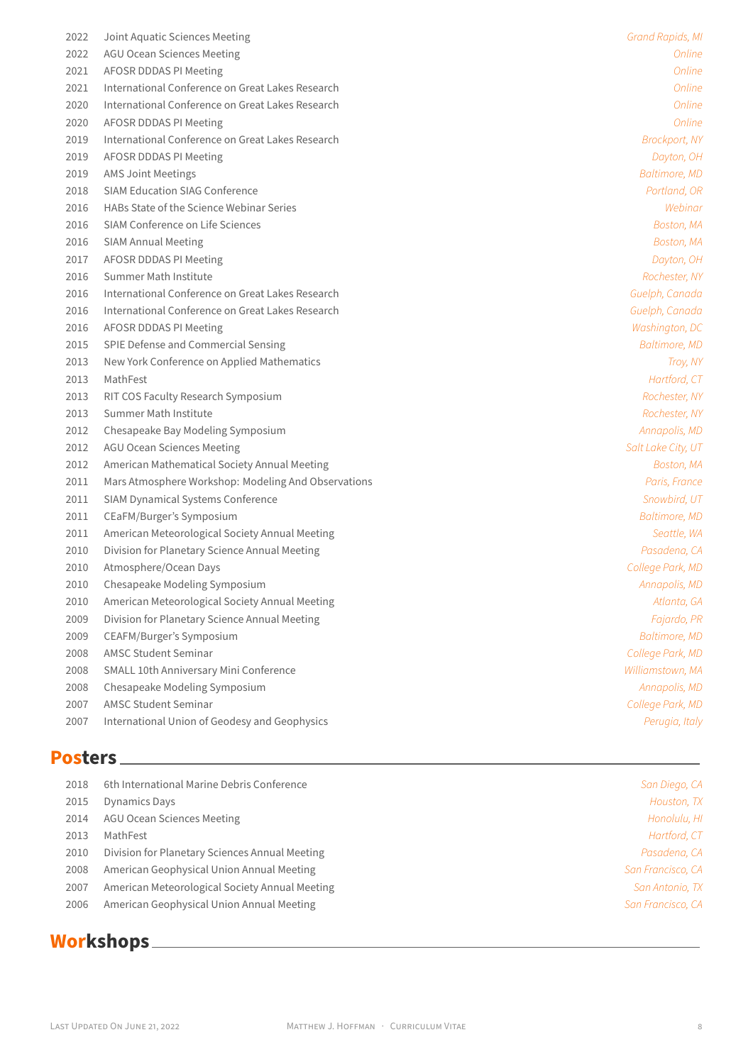| | | |
|---|---|---|
| 2022 | Joint Aquatic Sciences Meeting | *Grand Rapids, MI* |
| 2022 | AGU Ocean Sciences Meeting | *Online* |
| 2021 | AFOSR DDDAS PI Meeting | *Online* |
| 2021 | International Conference on Great Lakes Research | *Online* |
| 2020 | International Conference on Great Lakes Research | *Online* |
| 2020 | AFOSR DDDAS PI Meeting | *Online* |
| 2019 | International Conference on Great Lakes Research | *Brockport, NY* |
| 2019 | AFOSR DDDAS PI Meeting | *Dayton, OH* |
| 2019 | AMS Joint Meetings | *Baltimore, MD* |
| 2018 | SIAM Education SIAG Conference | *Portland, OR* |
| 2016 | HABs State of the Science Webinar Series | *Webinar* |
| 2016 | SIAM Conference on Life Sciences | *Boston, MA* |
| 2016 | SIAM Annual Meeting | *Boston, MA* |
| 2017 | AFOSR DDDAS PI Meeting | *Dayton, OH* |
| 2016 | Summer Math Institute | *Rochester, NY* |
| 2016 | International Conference on Great Lakes Research | *Guelph, Canada* |
| 2016 | International Conference on Great Lakes Research | *Guelph, Canada* |
| 2016 | AFOSR DDDAS PI Meeting | *Washington, DC* |
| 2015 | SPIE Defense and Commercial Sensing | *Baltimore, MD* |
| 2013 | New York Conference on Applied Mathematics | *Troy, NY* |
| 2013 | MathFest | *Hartford, CT* |
| 2013 | RIT COS Faculty Research Symposium | *Rochester, NY* |
| 2013 | Summer Math Institute | *Rochester, NY* |
| 2012 | Chesapeake Bay Modeling Symposium | *Annapolis, MD* |
| 2012 | AGU Ocean Sciences Meeting | *Salt Lake City, UT* |
| 2012 | American Mathematical Society Annual Meeting | *Boston, MA* |
| 2011 | Mars Atmosphere Workshop: Modeling And Observations | *Paris, France* |
| 2011 | SIAM Dynamical Systems Conference | *Snowbird, UT* |
| 2011 | CEaFM/Burger's Symposium | *Baltimore, MD* |
| 2011 | American Meteorological Society Annual Meeting | *Seattle, WA* |
| 2010 | Division for Planetary Science Annual Meeting | *Pasadena, CA* |
| 2010 | Atmosphere/Ocean Days | *College Park, MD* |
| 2010 | Chesapeake Modeling Symposium | *Annapolis, MD* |
| 2010 | American Meteorological Society Annual Meeting | *Atlanta, GA* |
| 2009 | Division for Planetary Science Annual Meeting | *Fajardo, PR* |
| 2009 | CEAFM/Burger's Symposium | *Baltimore, MD* |
| 2008 | AMSC Student Seminar | *College Park, MD* |
| 2008 | SMALL 10th Anniversary Mini Conference | *Williamstown, MA* |
| 2008 | Chesapeake Modeling Symposium | *Annapolis, MD* |
| 2007 | AMSC Student Seminar | *College Park, MD* |
| 2007 | International Union of Geodesy and Geophysics | *Perugia, Italy* |

## Posters

| | | |
|---|---|---|
| 2018 | 6th International Marine Debris Conference | *San Diego, CA* |
| 2015 | Dynamics Days | *Houston, TX* |
| 2014 | AGU Ocean Sciences Meeting | *Honolulu, HI* |
| 2013 | MathFest | *Hartford, CT* |
| 2010 | Division for Planetary Sciences Annual Meeting | *Pasadena, CA* |
| 2008 | American Geophysical Union Annual Meeting | *San Francisco, CA* |
| 2007 | American Meteorological Society Annual Meeting | *San Antonio, TX* |
| 2006 | American Geophysical Union Annual Meeting | *San Francisco, CA* |

## Workshops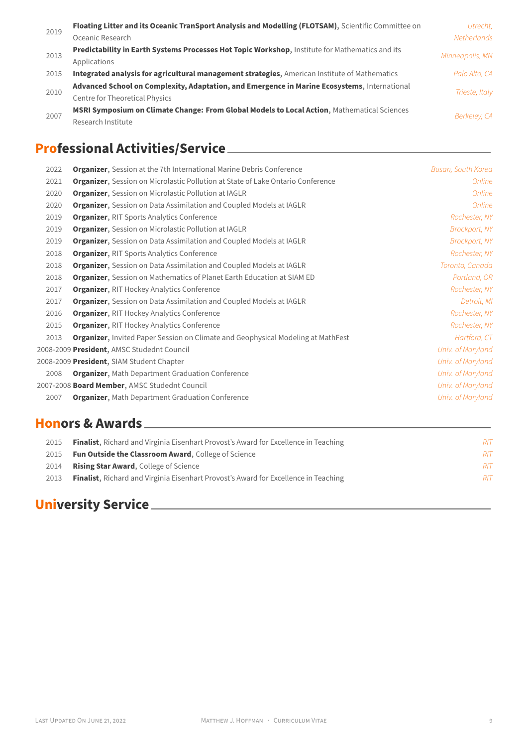| | | |
|---|---|---|
| 2019 | **Floating Litter and its Oceanic TranSport Analysis and Modelling (FLOTSAM)**, Scientific Committee on Oceanic Research | *Utrecht, Netherlands* |
| 2013 | **Predictability in Earth Systems Processes Hot Topic Workshop**, Institute for Mathematics and its Applications | *Minneapolis, MN* |
| 2015 | **Integrated analysis for agricultural management strategies**, American Institute of Mathematics | *Palo Alto, CA* |
| 2010 | **Advanced School on Complexity, Adaptation, and Emergence in Marine Ecosystems**, International Centre for Theoretical Physics | *Trieste, Italy* |
| 2007 | **MSRI Symposium on Climate Change: From Global Models to Local Action**, Mathematical Sciences Research Institute | *Berkeley, CA* |

## Professional Activities/Service

| | | |
|---|---|---|
| 2022 | **Organizer**, Session at the 7th International Marine Debris Conference | *Busan, South Korea* |
| 2021 | **Organizer**, Session on Microlastic Pollution at State of Lake Ontario Conference | *Online* |
| 2020 | **Organizer**, Session on Microlastic Pollution at IAGLR | *Online* |
| 2020 | **Organizer**, Session on Data Assimilation and Coupled Models at IAGLR | *Online* |
| 2019 | **Organizer**, RIT Sports Analytics Conference | *Rochester, NY* |
| 2019 | **Organizer**, Session on Microlastic Pollution at IAGLR | *Brockport, NY* |
| 2019 | **Organizer**, Session on Data Assimilation and Coupled Models at IAGLR | *Brockport, NY* |
| 2018 | **Organizer**, RIT Sports Analytics Conference | *Rochester, NY* |
| 2018 | **Organizer**, Session on Data Assimilation and Coupled Models at IAGLR | *Toronto, Canada* |
| 2018 | **Organizer**, Session on Mathematics of Planet Earth Education at SIAM ED | *Portland, OR* |
| 2017 | **Organizer**, RIT Hockey Analytics Conference | *Rochester, NY* |
| 2017 | **Organizer**, Session on Data Assimilation and Coupled Models at IAGLR | *Detroit, MI* |
| 2016 | **Organizer**, RIT Hockey Analytics Conference | *Rochester, NY* |
| 2015 | **Organizer**, RIT Hockey Analytics Conference | *Rochester, NY* |
| 2013 | **Organizer**, Invited Paper Session on Climate and Geophysical Modeling at MathFest | *Hartford, CT* |
| 2008-2009 | **President**, AMSC Studednt Council | *Univ. of Maryland* |
| 2008-2009 | **President**, SIAM Student Chapter | *Univ. of Maryland* |
| 2008 | **Organizer**, Math Department Graduation Conference | *Univ. of Maryland* |
| 2007-2008 | **Board Member**, AMSC Studednt Council | *Univ. of Maryland* |
| 2007 | **Organizer**, Math Department Graduation Conference | *Univ. of Maryland* |

## Honors & Awards

| | | |
|---|---|---|
| 2015 | **Finalist**, Richard and Virginia Eisenhart Provost's Award for Excellence in Teaching | *RIT* |
| 2015 | **Fun Outside the Classroom Award**, College of Science | *RIT* |
| 2014 | **Rising Star Award**, College of Science | *RIT* |
| 2013 | **Finalist**, Richard and Virginia Eisenhart Provost's Award for Excellence in Teaching | *RIT* |

## University Service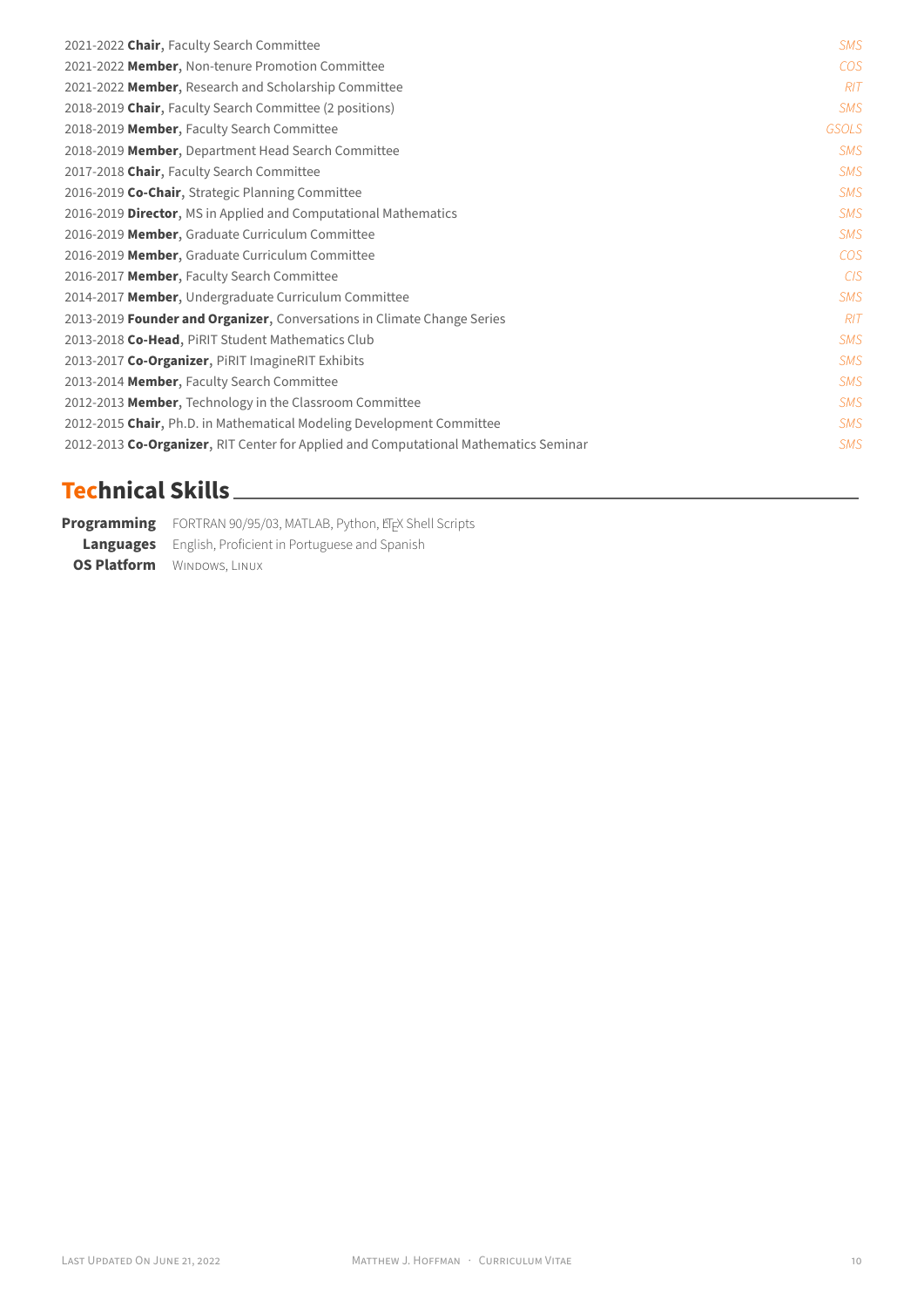2021-2022 **Chair**, Faculty Search Committee *SMS*
2021-2022 **Member**, Non-tenure Promotion Committee *COS*
2021-2022 **Member**, Research and Scholarship Committee *RIT*
2018-2019 **Chair**, Faculty Search Committee (2 positions) *SMS*
2018-2019 **Member**, Faculty Search Committee *GSOLS*
2018-2019 **Member**, Department Head Search Committee *SMS*
2017-2018 **Chair**, Faculty Search Committee *SMS*
2016-2019 **Co-Chair**, Strategic Planning Committee *SMS*
2016-2019 **Director**, MS in Applied and Computational Mathematics *SMS*
2016-2019 **Member**, Graduate Curriculum Committee *SMS*
2016-2019 **Member**, Graduate Curriculum Committee *COS*
2016-2017 **Member**, Faculty Search Committee *CIS*
2014-2017 **Member**, Undergraduate Curriculum Committee *SMS*
2013-2019 **Founder and Organizer**, Conversations in Climate Change Series *RIT*
2013-2018 **Co-Head**, PiRIT Student Mathematics Club *SMS*
2013-2017 **Co-Organizer**, PiRIT ImagineRIT Exhibits *SMS*
2013-2014 **Member**, Faculty Search Committee *SMS*
2012-2013 **Member**, Technology in the Classroom Committee *SMS*
2012-2015 **Chair**, Ph.D. in Mathematical Modeling Development Committee *SMS*
2012-2013 **Co-Organizer**, RIT Center for Applied and Computational Mathematics Seminar *SMS*

## Technical Skills

**Programming** FORTRAN 90/95/03, MATLAB, Python, LaTeX Shell Scripts
**Languages** English, Proficient in Portuguese and Spanish
**OS Platform** Windows, Linux